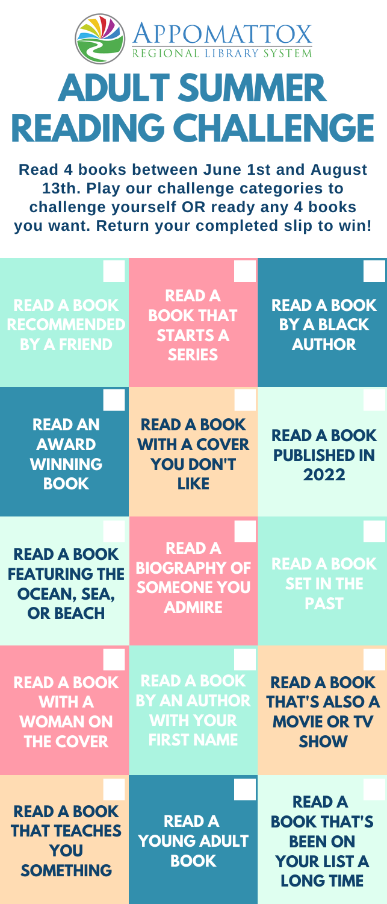APPOMATTOX
REGIONAL LIBRARY SYSTEM

# ADULT SUMMER READING CHALLENGE

**Read 4 books between June 1st and August 13th. Play our challenge categories to challenge yourself OR ready any 4 books you want. Return your completed slip to win!**

| | | |
|---|---|---|
| READ A BOOK RECOMMENDED BY A FRIEND | READ A BOOK THAT STARTS A SERIES | READ A BOOK BY A BLACK AUTHOR |
| READ AN AWARD WINNING BOOK | READ A BOOK WITH A COVER YOU DON'T LIKE | READ A BOOK PUBLISHED IN 2022 |
| READ A BOOK FEATURING THE OCEAN, SEA, OR BEACH | READ A BIOGRAPHY OF SOMEONE YOU ADMIRE | READ A BOOK SET IN THE PAST |
| READ A BOOK WITH A WOMAN ON THE COVER | READ A BOOK BY AN AUTHOR WITH YOUR FIRST NAME | READ A BOOK THAT'S ALSO A MOVIE OR TV SHOW |
| READ A BOOK THAT TEACHES YOU SOMETHING | READ A YOUNG ADULT BOOK | READ A BOOK THAT'S BEEN ON YOUR LIST A LONG TIME |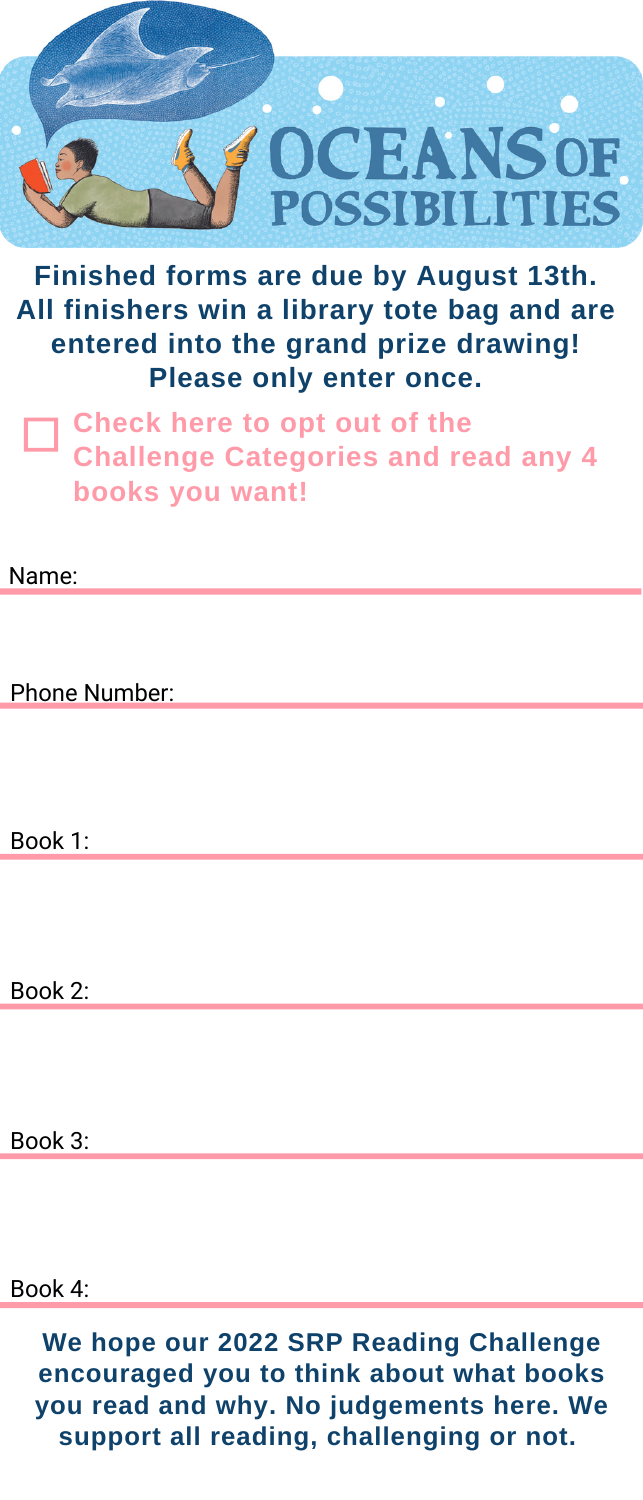# OCEANS OF POSSIBILITIES

**Finished forms are due by August 13th. All finishers win a library tote bag and are entered into the grand prize drawing! Please only enter once.**

☐ **Check here to opt out of the Challenge Categories and read any 4 books you want!**

Name: ______________________________

Phone Number: ______________________________

Book 1: ______________________________

Book 2: ______________________________

Book 3: ______________________________

Book 4: ______________________________

**We hope our 2022 SRP Reading Challenge encouraged you to think about what books you read and why. No judgements here. We support all reading, challenging or not.**